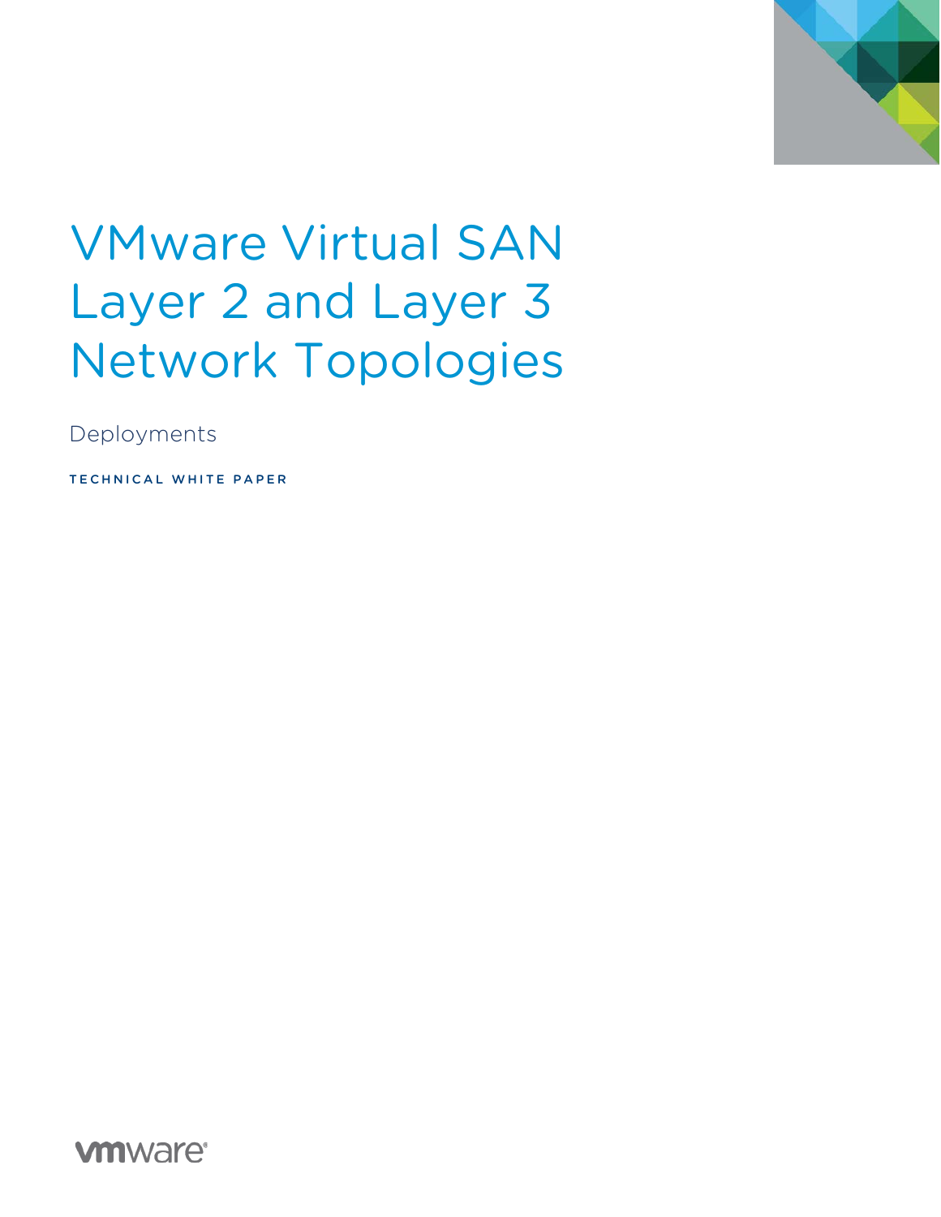# VMware Virtual SAN Layer 2 and Layer 3 Network Topologies

Deployments

TECHNICAL WHITE PAPER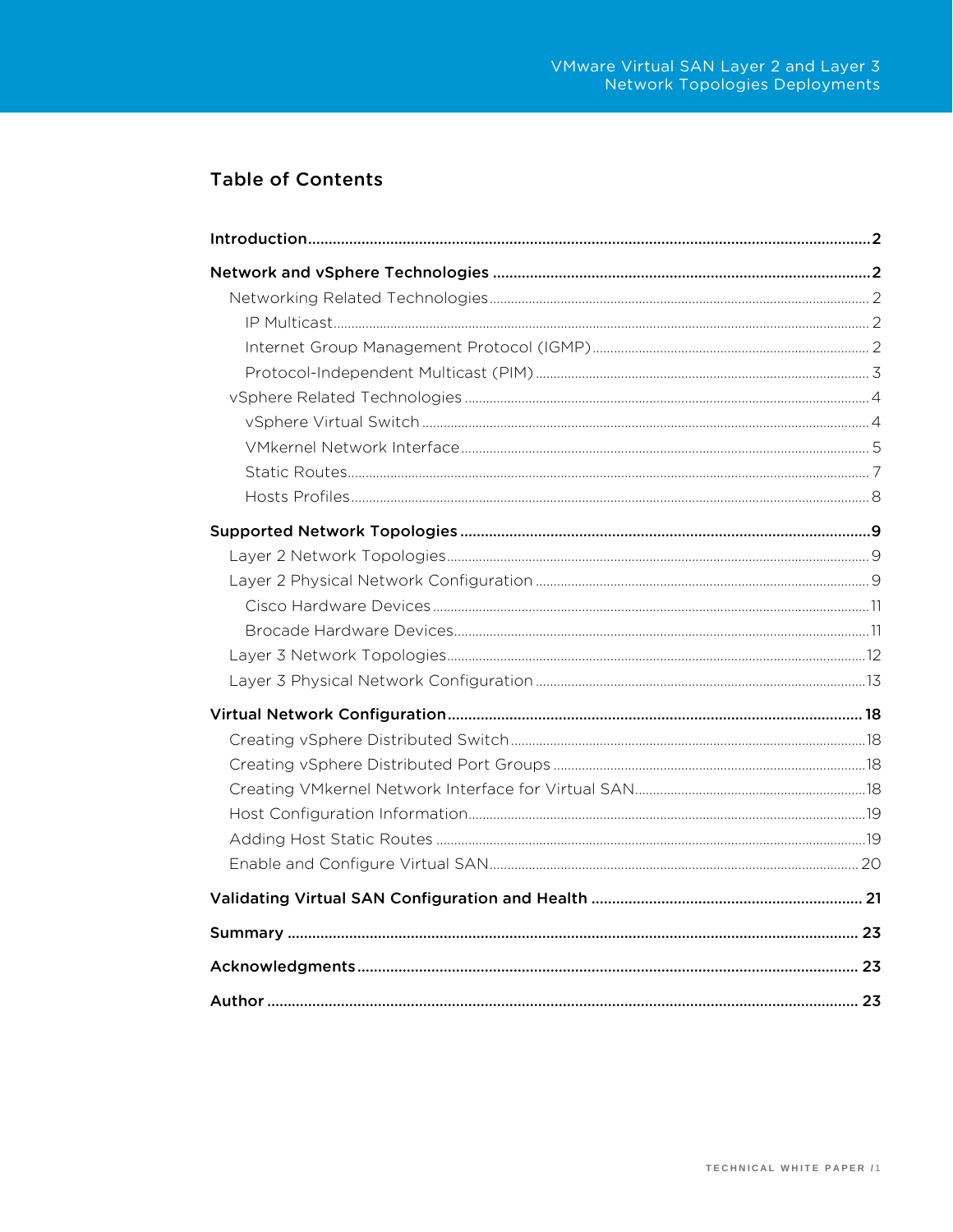## Table of Contents

**Introduction** .......... **2**

**Network and vSphere Technologies** .......... **2**

- Networking Related Technologies .......... 2
  - IP Multicast .......... 2
  - Internet Group Management Protocol (IGMP) .......... 2
  - Protocol-Independent Multicast (PIM) .......... 3
- vSphere Related Technologies .......... 4
  - vSphere Virtual Switch .......... 4
  - VMkernel Network Interface .......... 5
  - Static Routes .......... 7
  - Hosts Profiles .......... 8

**Supported Network Topologies** .......... **9**

- Layer 2 Network Topologies .......... 9
- Layer 2 Physical Network Configuration .......... 9
  - Cisco Hardware Devices .......... 11
  - Brocade Hardware Devices .......... 11
- Layer 3 Network Topologies .......... 12
- Layer 3 Physical Network Configuration .......... 13

**Virtual Network Configuration** .......... **18**

- Creating vSphere Distributed Switch .......... 18
- Creating vSphere Distributed Port Groups .......... 18
- Creating VMkernel Network Interface for Virtual SAN .......... 18
- Host Configuration Information .......... 19
- Adding Host Static Routes .......... 19
- Enable and Configure Virtual SAN .......... 20

**Validating Virtual SAN Configuration and Health** .......... **21**

**Summary** .......... **23**

**Acknowledgments** .......... **23**

**Author** .......... **23**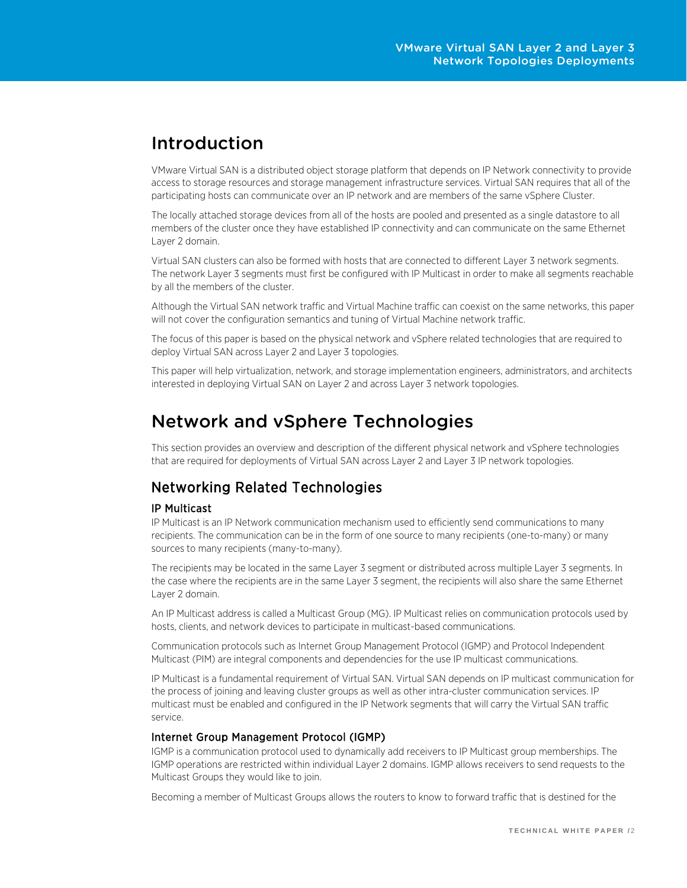# Introduction

VMware Virtual SAN is a distributed object storage platform that depends on IP Network connectivity to provide access to storage resources and storage management infrastructure services. Virtual SAN requires that all of the participating hosts can communicate over an IP network and are members of the same vSphere Cluster.

The locally attached storage devices from all of the hosts are pooled and presented as a single datastore to all members of the cluster once they have established IP connectivity and can communicate on the same Ethernet Layer 2 domain.

Virtual SAN clusters can also be formed with hosts that are connected to different Layer 3 network segments. The network Layer 3 segments must first be configured with IP Multicast in order to make all segments reachable by all the members of the cluster.

Although the Virtual SAN network traffic and Virtual Machine traffic can coexist on the same networks, this paper will not cover the configuration semantics and tuning of Virtual Machine network traffic.

The focus of this paper is based on the physical network and vSphere related technologies that are required to deploy Virtual SAN across Layer 2 and Layer 3 topologies.

This paper will help virtualization, network, and storage implementation engineers, administrators, and architects interested in deploying Virtual SAN on Layer 2 and across Layer 3 network topologies.

# Network and vSphere Technologies

This section provides an overview and description of the different physical network and vSphere technologies that are required for deployments of Virtual SAN across Layer 2 and Layer 3 IP network topologies.

## Networking Related Technologies

### IP Multicast

IP Multicast is an IP Network communication mechanism used to efficiently send communications to many recipients. The communication can be in the form of one source to many recipients (one-to-many) or many sources to many recipients (many-to-many).

The recipients may be located in the same Layer 3 segment or distributed across multiple Layer 3 segments. In the case where the recipients are in the same Layer 3 segment, the recipients will also share the same Ethernet Layer 2 domain.

An IP Multicast address is called a Multicast Group (MG). IP Multicast relies on communication protocols used by hosts, clients, and network devices to participate in multicast-based communications.

Communication protocols such as Internet Group Management Protocol (IGMP) and Protocol Independent Multicast (PIM) are integral components and dependencies for the use IP multicast communications.

IP Multicast is a fundamental requirement of Virtual SAN. Virtual SAN depends on IP multicast communication for the process of joining and leaving cluster groups as well as other intra-cluster communication services. IP multicast must be enabled and configured in the IP Network segments that will carry the Virtual SAN traffic service.

### Internet Group Management Protocol (IGMP)

IGMP is a communication protocol used to dynamically add receivers to IP Multicast group memberships. The IGMP operations are restricted within individual Layer 2 domains. IGMP allows receivers to send requests to the Multicast Groups they would like to join.

Becoming a member of Multicast Groups allows the routers to know to forward traffic that is destined for the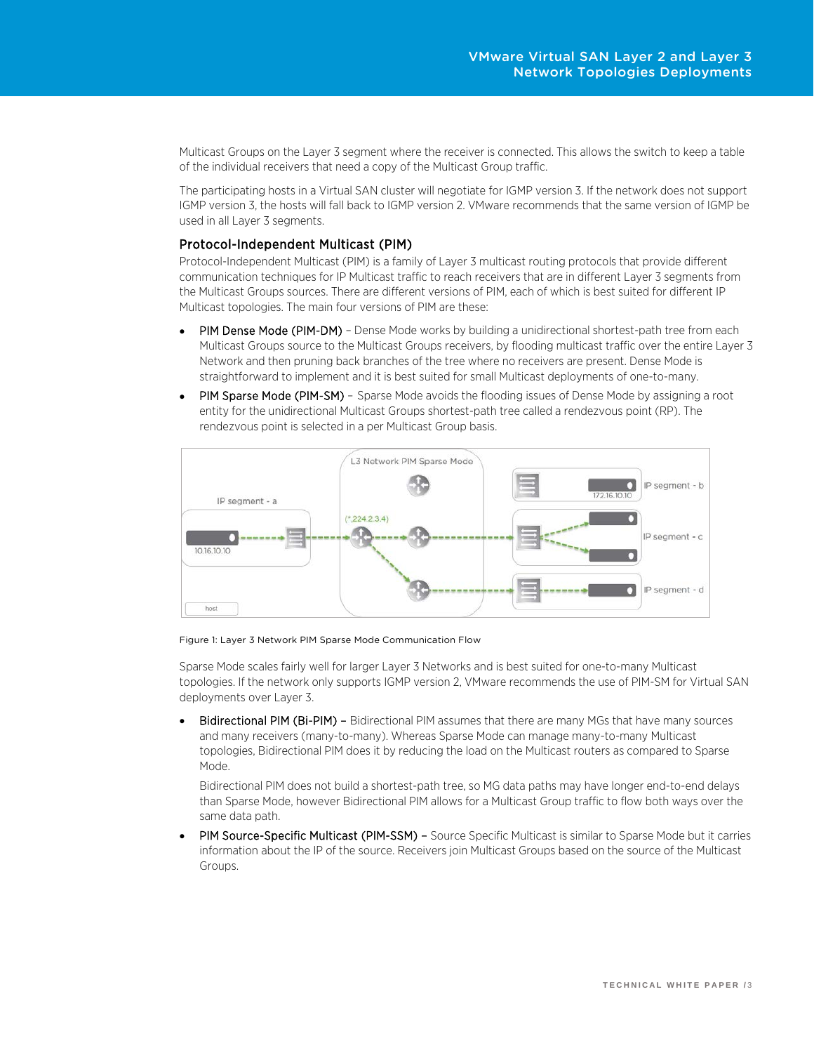Multicast Groups on the Layer 3 segment where the receiver is connected. This allows the switch to keep a table of the individual receivers that need a copy of the Multicast Group traffic.

The participating hosts in a Virtual SAN cluster will negotiate for IGMP version 3. If the network does not support IGMP version 3, the hosts will fall back to IGMP version 2. VMware recommends that the same version of IGMP be used in all Layer 3 segments.

### Protocol-Independent Multicast (PIM)

Protocol-Independent Multicast (PIM) is a family of Layer 3 multicast routing protocols that provide different communication techniques for IP Multicast traffic to reach receivers that are in different Layer 3 segments from the Multicast Groups sources. There are different versions of PIM, each of which is best suited for different IP Multicast topologies. The main four versions of PIM are these:

- PIM Dense Mode (PIM-DM) – Dense Mode works by building a unidirectional shortest-path tree from each Multicast Groups source to the Multicast Groups receivers, by flooding multicast traffic over the entire Layer 3 Network and then pruning back branches of the tree where no receivers are present. Dense Mode is straightforward to implement and it is best suited for small Multicast deployments of one-to-many.
- PIM Sparse Mode (PIM-SM) – Sparse Mode avoids the flooding issues of Dense Mode by assigning a root entity for the unidirectional Multicast Groups shortest-path tree called a rendezvous point (RP). The rendezvous point is selected in a per Multicast Group basis.

Figure 1: Layer 3 Network PIM Sparse Mode Communication Flow

Sparse Mode scales fairly well for larger Layer 3 Networks and is best suited for one-to-many Multicast topologies. If the network only supports IGMP version 2, VMware recommends the use of PIM-SM for Virtual SAN deployments over Layer 3.

- **Bidirectional PIM (Bi-PIM) –** Bidirectional PIM assumes that there are many MGs that have many sources and many receivers (many-to-many). Whereas Sparse Mode can manage many-to-many Multicast topologies, Bidirectional PIM does it by reducing the load on the Multicast routers as compared to Sparse Mode.

  Bidirectional PIM does not build a shortest-path tree, so MG data paths may have longer end-to-end delays than Sparse Mode, however Bidirectional PIM allows for a Multicast Group traffic to flow both ways over the same data path.
- **PIM Source-Specific Multicast (PIM-SSM) –** Source Specific Multicast is similar to Sparse Mode but it carries information about the IP of the source. Receivers join Multicast Groups based on the source of the Multicast Groups.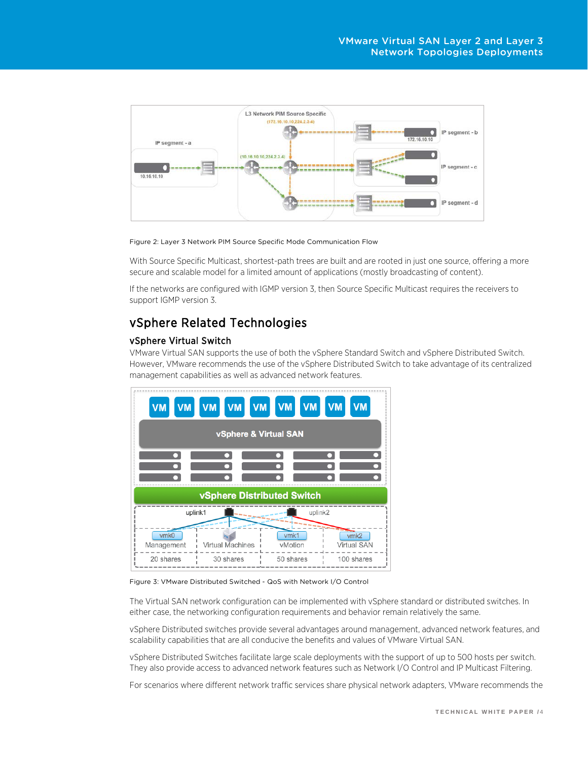Figure 2: Layer 3 Network PIM Source Specific Mode Communication Flow

With Source Specific Multicast, shortest-path trees are built and are rooted in just one source, offering a more secure and scalable model for a limited amount of applications (mostly broadcasting of content).

If the networks are configured with IGMP version 3, then Source Specific Multicast requires the receivers to support IGMP version 3.

## vSphere Related Technologies

### vSphere Virtual Switch

VMware Virtual SAN supports the use of both the vSphere Standard Switch and vSphere Distributed Switch. However, VMware recommends the use of the vSphere Distributed Switch to take advantage of its centralized management capabilities as well as advanced network features.

Figure 3: VMware Distributed Switched - QoS with Network I/O Control

The Virtual SAN network configuration can be implemented with vSphere standard or distributed switches. In either case, the networking configuration requirements and behavior remain relatively the same.

vSphere Distributed switches provide several advantages around management, advanced network features, and scalability capabilities that are all conducive the benefits and values of VMware Virtual SAN.

vSphere Distributed Switches facilitate large scale deployments with the support of up to 500 hosts per switch. They also provide access to advanced network features such as Network I/O Control and IP Multicast Filtering.

For scenarios where different network traffic services share physical network adapters, VMware recommends the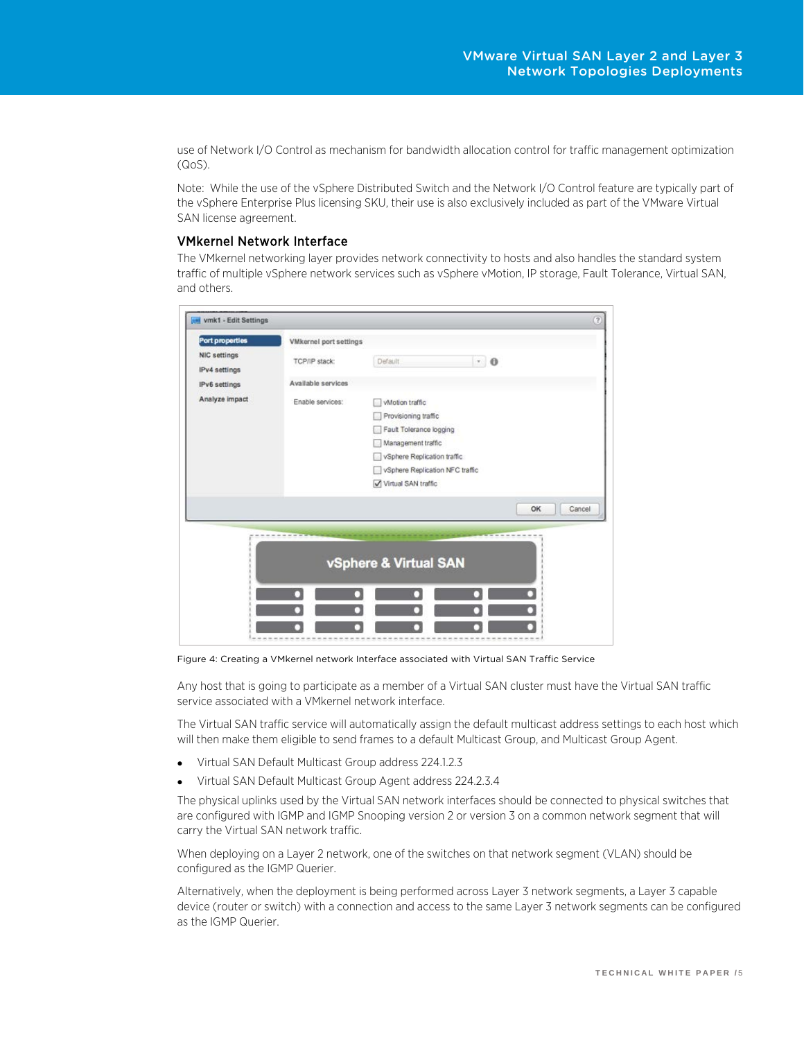use of Network I/O Control as mechanism for bandwidth allocation control for traffic management optimization (QoS).

Note: While the use of the vSphere Distributed Switch and the Network I/O Control feature are typically part of the vSphere Enterprise Plus licensing SKU, their use is also exclusively included as part of the VMware Virtual SAN license agreement.

### VMkernel Network Interface

The VMkernel networking layer provides network connectivity to hosts and also handles the standard system traffic of multiple vSphere network services such as vSphere vMotion, IP storage, Fault Tolerance, Virtual SAN, and others.

Figure 4: Creating a VMkernel network Interface associated with Virtual SAN Traffic Service

Any host that is going to participate as a member of a Virtual SAN cluster must have the Virtual SAN traffic service associated with a VMkernel network interface.

The Virtual SAN traffic service will automatically assign the default multicast address settings to each host which will then make them eligible to send frames to a default Multicast Group, and Multicast Group Agent.

- Virtual SAN Default Multicast Group address 224.1.2.3
- Virtual SAN Default Multicast Group Agent address 224.2.3.4

The physical uplinks used by the Virtual SAN network interfaces should be connected to physical switches that are configured with IGMP and IGMP Snooping version 2 or version 3 on a common network segment that will carry the Virtual SAN network traffic.

When deploying on a Layer 2 network, one of the switches on that network segment (VLAN) should be configured as the IGMP Querier.

Alternatively, when the deployment is being performed across Layer 3 network segments, a Layer 3 capable device (router or switch) with a connection and access to the same Layer 3 network segments can be configured as the IGMP Querier.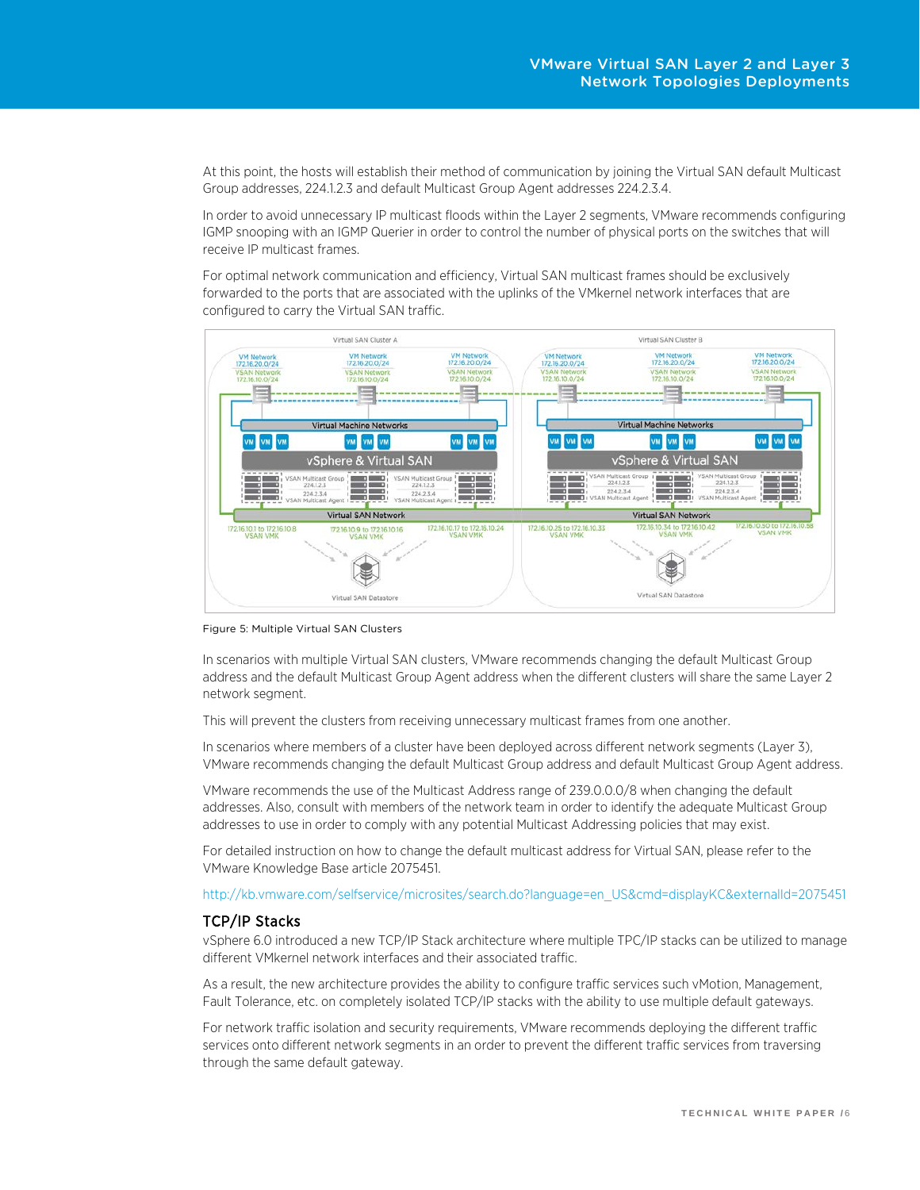At this point, the hosts will establish their method of communication by joining the Virtual SAN default Multicast Group addresses, 224.1.2.3 and default Multicast Group Agent addresses 224.2.3.4.

In order to avoid unnecessary IP multicast floods within the Layer 2 segments, VMware recommends configuring IGMP snooping with an IGMP Querier in order to control the number of physical ports on the switches that will receive IP multicast frames.

For optimal network communication and efficiency, Virtual SAN multicast frames should be exclusively forwarded to the ports that are associated with the uplinks of the VMkernel network interfaces that are configured to carry the Virtual SAN traffic.

Figure 5: Multiple Virtual SAN Clusters

In scenarios with multiple Virtual SAN clusters, VMware recommends changing the default Multicast Group address and the default Multicast Group Agent address when the different clusters will share the same Layer 2 network segment.

This will prevent the clusters from receiving unnecessary multicast frames from one another.

In scenarios where members of a cluster have been deployed across different network segments (Layer 3), VMware recommends changing the default Multicast Group address and default Multicast Group Agent address.

VMware recommends the use of the Multicast Address range of 239.0.0.0/8 when changing the default addresses. Also, consult with members of the network team in order to identify the adequate Multicast Group addresses to use in order to comply with any potential Multicast Addressing policies that may exist.

For detailed instruction on how to change the default multicast address for Virtual SAN, please refer to the VMware Knowledge Base article 2075451.

http://kb.vmware.com/selfservice/microsites/search.do?language=en_US&cmd=displayKC&externalId=2075451

## TCP/IP Stacks

vSphere 6.0 introduced a new TCP/IP Stack architecture where multiple TPC/IP stacks can be utilized to manage different VMkernel network interfaces and their associated traffic.

As a result, the new architecture provides the ability to configure traffic services such vMotion, Management, Fault Tolerance, etc. on completely isolated TCP/IP stacks with the ability to use multiple default gateways.

For network traffic isolation and security requirements, VMware recommends deploying the different traffic services onto different network segments in an order to prevent the different traffic services from traversing through the same default gateway.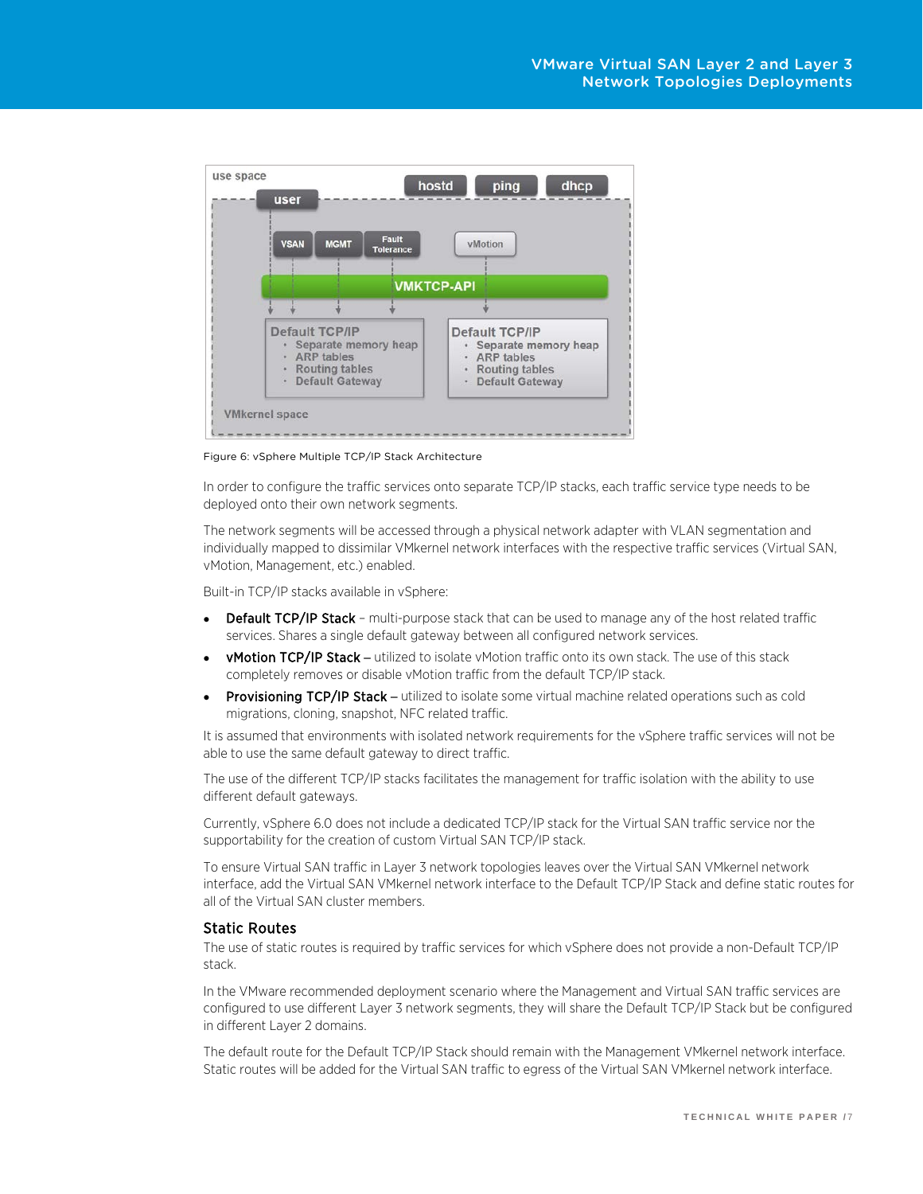Figure 6: vSphere Multiple TCP/IP Stack Architecture

In order to configure the traffic services onto separate TCP/IP stacks, each traffic service type needs to be deployed onto their own network segments.

The network segments will be accessed through a physical network adapter with VLAN segmentation and individually mapped to dissimilar VMkernel network interfaces with the respective traffic services (Virtual SAN, vMotion, Management, etc.) enabled.

Built-in TCP/IP stacks available in vSphere:

- **Default TCP/IP Stack** – multi-purpose stack that can be used to manage any of the host related traffic services. Shares a single default gateway between all configured network services.
- **vMotion TCP/IP Stack** – utilized to isolate vMotion traffic onto its own stack. The use of this stack completely removes or disable vMotion traffic from the default TCP/IP stack.
- **Provisioning TCP/IP Stack** – utilized to isolate some virtual machine related operations such as cold migrations, cloning, snapshot, NFC related traffic.

It is assumed that environments with isolated network requirements for the vSphere traffic services will not be able to use the same default gateway to direct traffic.

The use of the different TCP/IP stacks facilitates the management for traffic isolation with the ability to use different default gateways.

Currently, vSphere 6.0 does not include a dedicated TCP/IP stack for the Virtual SAN traffic service nor the supportability for the creation of custom Virtual SAN TCP/IP stack.

To ensure Virtual SAN traffic in Layer 3 network topologies leaves over the Virtual SAN VMkernel network interface, add the Virtual SAN VMkernel network interface to the Default TCP/IP Stack and define static routes for all of the Virtual SAN cluster members.

## Static Routes

The use of static routes is required by traffic services for which vSphere does not provide a non-Default TCP/IP stack.

In the VMware recommended deployment scenario where the Management and Virtual SAN traffic services are configured to use different Layer 3 network segments, they will share the Default TCP/IP Stack but be configured in different Layer 2 domains.

The default route for the Default TCP/IP Stack should remain with the Management VMkernel network interface. Static routes will be added for the Virtual SAN traffic to egress of the Virtual SAN VMkernel network interface.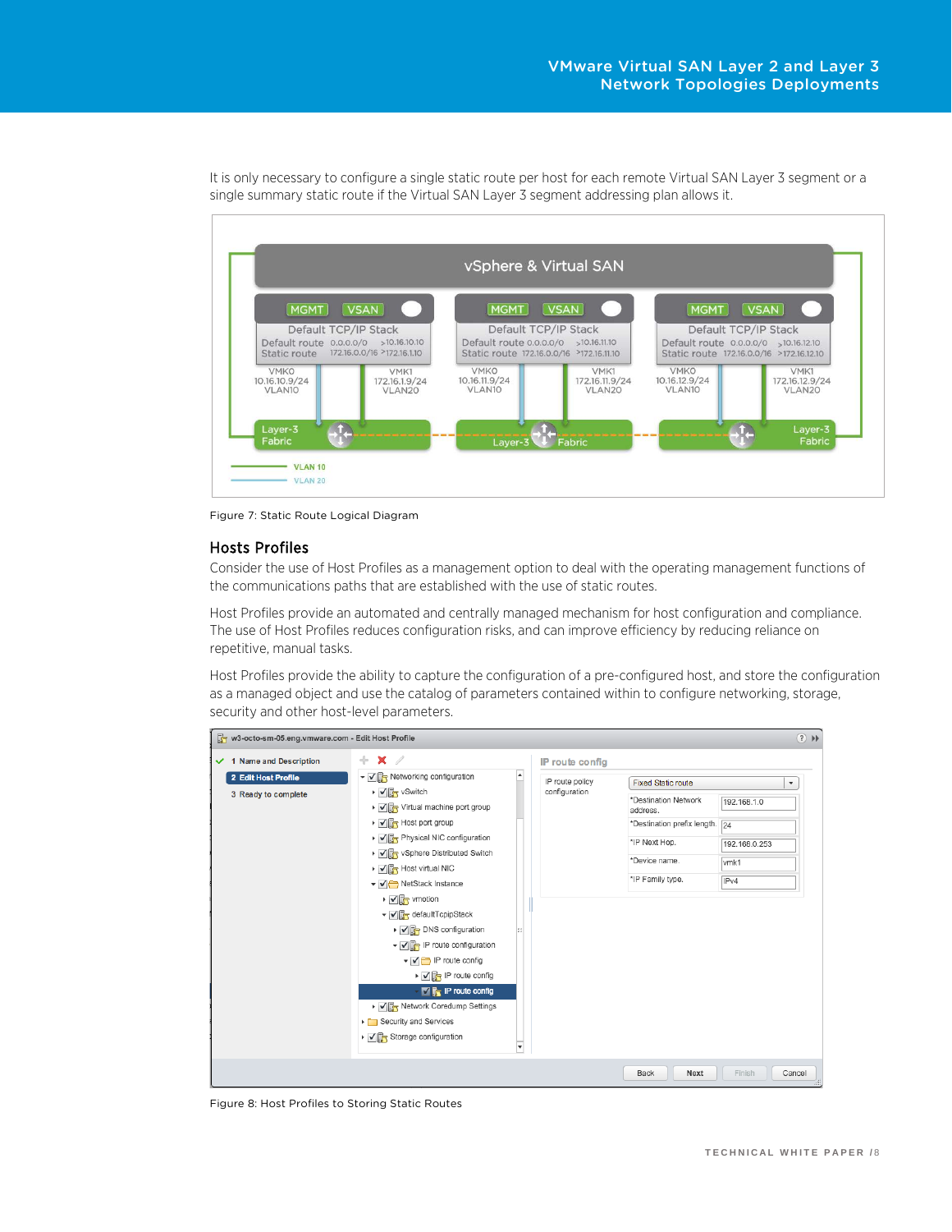It is only necessary to configure a single static route per host for each remote Virtual SAN Layer 3 segment or a single summary static route if the Virtual SAN Layer 3 segment addressing plan allows it.

Figure 7: Static Route Logical Diagram

### Hosts Profiles

Consider the use of Host Profiles as a management option to deal with the operating management functions of the communications paths that are established with the use of static routes.

Host Profiles provide an automated and centrally managed mechanism for host configuration and compliance. The use of Host Profiles reduces configuration risks, and can improve efficiency by reducing reliance on repetitive, manual tasks.

Host Profiles provide the ability to capture the configuration of a pre-configured host, and store the configuration as a managed object and use the catalog of parameters contained within to configure networking, storage, security and other host-level parameters.

Figure 8: Host Profiles to Storing Static Routes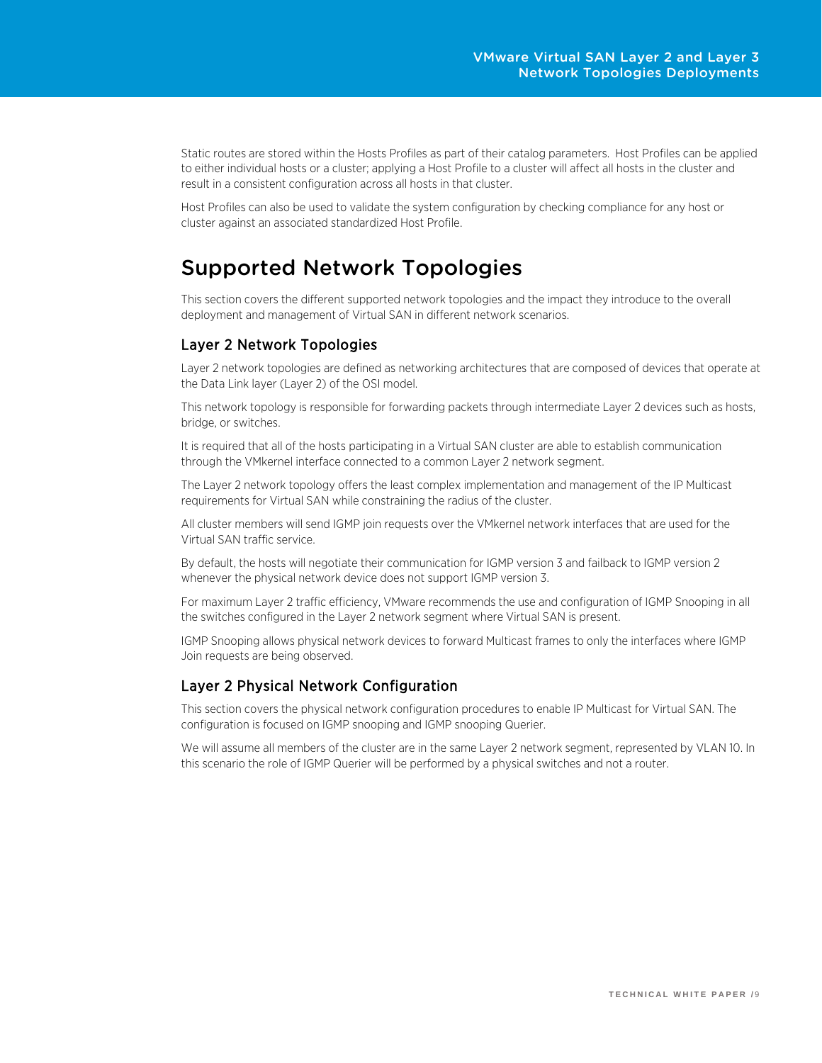Static routes are stored within the Hosts Profiles as part of their catalog parameters. Host Profiles can be applied to either individual hosts or a cluster; applying a Host Profile to a cluster will affect all hosts in the cluster and result in a consistent configuration across all hosts in that cluster.

Host Profiles can also be used to validate the system configuration by checking compliance for any host or cluster against an associated standardized Host Profile.

# Supported Network Topologies

This section covers the different supported network topologies and the impact they introduce to the overall deployment and management of Virtual SAN in different network scenarios.

## Layer 2 Network Topologies

Layer 2 network topologies are defined as networking architectures that are composed of devices that operate at the Data Link layer (Layer 2) of the OSI model.

This network topology is responsible for forwarding packets through intermediate Layer 2 devices such as hosts, bridge, or switches.

It is required that all of the hosts participating in a Virtual SAN cluster are able to establish communication through the VMkernel interface connected to a common Layer 2 network segment.

The Layer 2 network topology offers the least complex implementation and management of the IP Multicast requirements for Virtual SAN while constraining the radius of the cluster.

All cluster members will send IGMP join requests over the VMkernel network interfaces that are used for the Virtual SAN traffic service.

By default, the hosts will negotiate their communication for IGMP version 3 and failback to IGMP version 2 whenever the physical network device does not support IGMP version 3.

For maximum Layer 2 traffic efficiency, VMware recommends the use and configuration of IGMP Snooping in all the switches configured in the Layer 2 network segment where Virtual SAN is present.

IGMP Snooping allows physical network devices to forward Multicast frames to only the interfaces where IGMP Join requests are being observed.

## Layer 2 Physical Network Configuration

This section covers the physical network configuration procedures to enable IP Multicast for Virtual SAN. The configuration is focused on IGMP snooping and IGMP snooping Querier.

We will assume all members of the cluster are in the same Layer 2 network segment, represented by VLAN 10. In this scenario the role of IGMP Querier will be performed by a physical switches and not a router.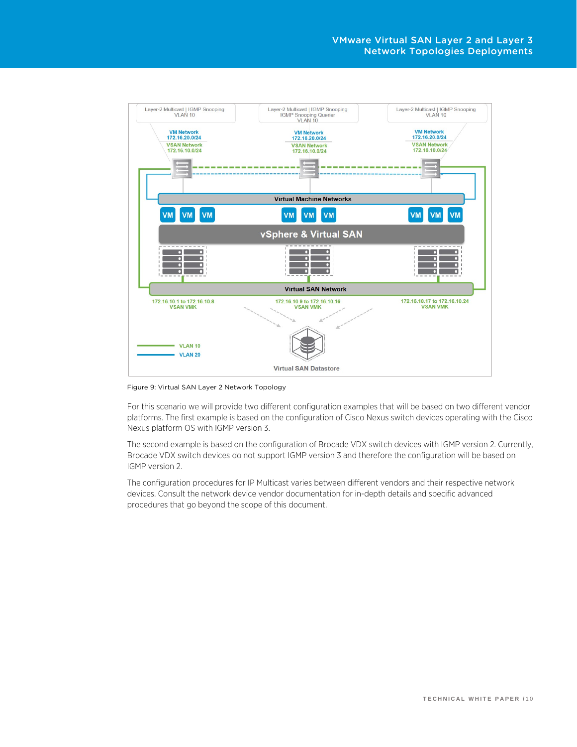Figure 9: Virtual SAN Layer 2 Network Topology

For this scenario we will provide two different configuration examples that will be based on two different vendor platforms. The first example is based on the configuration of Cisco Nexus switch devices operating with the Cisco Nexus platform OS with IGMP version 3.

The second example is based on the configuration of Brocade VDX switch devices with IGMP version 2. Currently, Brocade VDX switch devices do not support IGMP version 3 and therefore the configuration will be based on IGMP version 2.

The configuration procedures for IP Multicast varies between different vendors and their respective network devices. Consult the network device vendor documentation for in-depth details and specific advanced procedures that go beyond the scope of this document.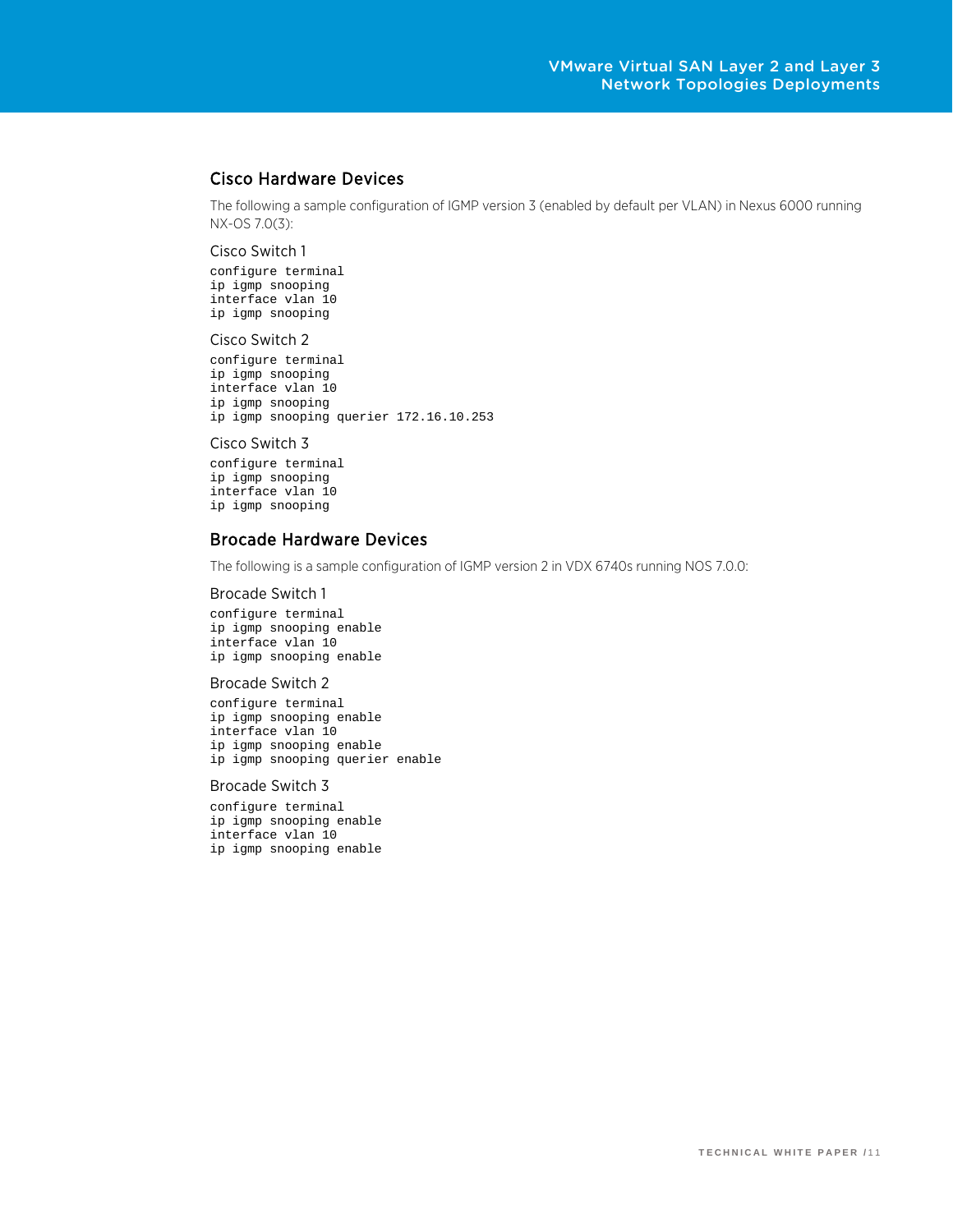## Cisco Hardware Devices

The following a sample configuration of IGMP version 3 (enabled by default per VLAN) in Nexus 6000 running NX-OS 7.0(3):

### Cisco Switch 1

```
configure terminal
ip igmp snooping
interface vlan 10
ip igmp snooping
```

### Cisco Switch 2

```
configure terminal
ip igmp snooping
interface vlan 10
ip igmp snooping
ip igmp snooping querier 172.16.10.253
```

### Cisco Switch 3

```
configure terminal
ip igmp snooping
interface vlan 10
ip igmp snooping
```

## Brocade Hardware Devices

The following is a sample configuration of IGMP version 2 in VDX 6740s running NOS 7.0.0:

### Brocade Switch 1

```
configure terminal
ip igmp snooping enable
interface vlan 10
ip igmp snooping enable
```

### Brocade Switch 2

```
configure terminal
ip igmp snooping enable
interface vlan 10
ip igmp snooping enable
ip igmp snooping querier enable
```

### Brocade Switch 3

```
configure terminal
ip igmp snooping enable
interface vlan 10
ip igmp snooping enable
```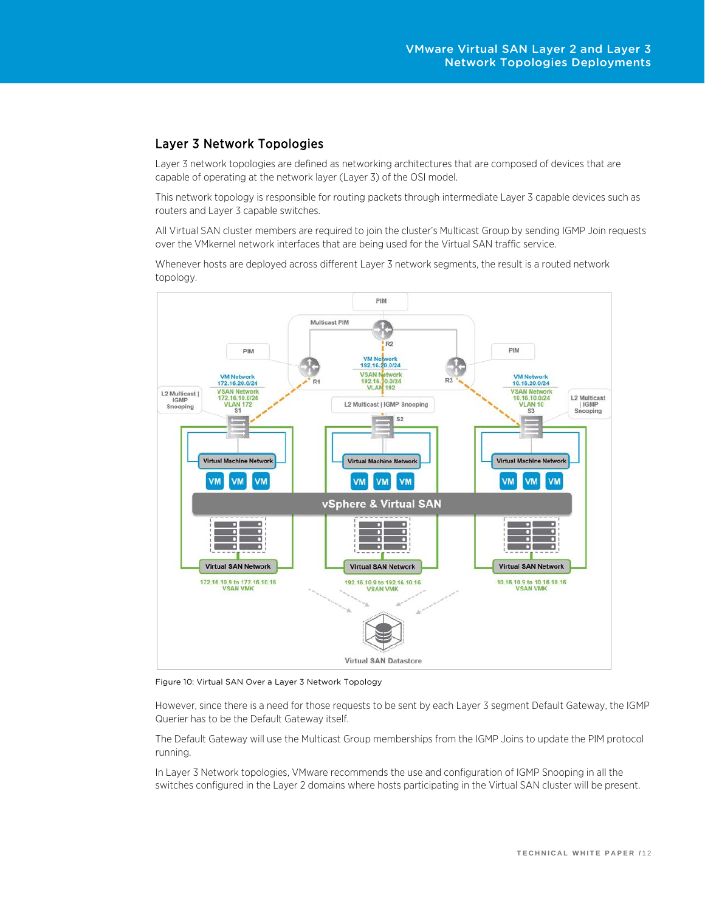## Layer 3 Network Topologies

Layer 3 network topologies are defined as networking architectures that are composed of devices that are capable of operating at the network layer (Layer 3) of the OSI model.

This network topology is responsible for routing packets through intermediate Layer 3 capable devices such as routers and Layer 3 capable switches.

All Virtual SAN cluster members are required to join the cluster's Multicast Group by sending IGMP Join requests over the VMkernel network interfaces that are being used for the Virtual SAN traffic service.

Whenever hosts are deployed across different Layer 3 network segments, the result is a routed network topology.

Figure 10: Virtual SAN Over a Layer 3 Network Topology

However, since there is a need for those requests to be sent by each Layer 3 segment Default Gateway, the IGMP Querier has to be the Default Gateway itself.

The Default Gateway will use the Multicast Group memberships from the IGMP Joins to update the PIM protocol running.

In Layer 3 Network topologies, VMware recommends the use and configuration of IGMP Snooping in all the switches configured in the Layer 2 domains where hosts participating in the Virtual SAN cluster will be present.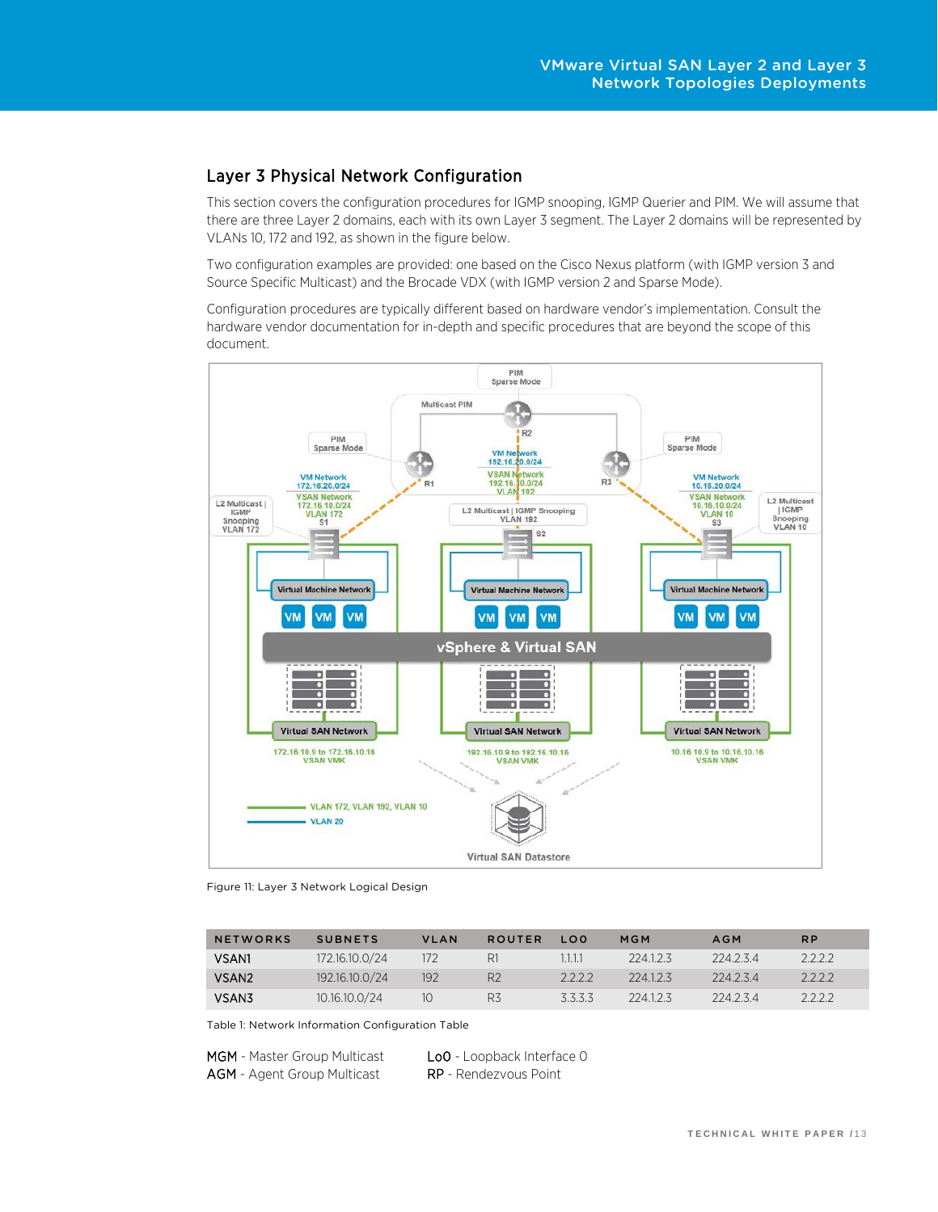## Layer 3 Physical Network Configuration

This section covers the configuration procedures for IGMP snooping, IGMP Querier and PIM. We will assume that there are three Layer 2 domains, each with its own Layer 3 segment. The Layer 2 domains will be represented by VLANs 10, 172 and 192, as shown in the figure below.

Two configuration examples are provided: one based on the Cisco Nexus platform (with IGMP version 3 and Source Specific Multicast) and the Brocade VDX (with IGMP version 2 and Sparse Mode).

Configuration procedures are typically different based on hardware vendor's implementation. Consult the hardware vendor documentation for in-depth and specific procedures that are beyond the scope of this document.

Figure 11: Layer 3 Network Logical Design

| NETWORKS | SUBNETS | VLAN | ROUTER | LO0 | MGM | AGM | RP |
|---|---|---|---|---|---|---|---|
| VSAN1 | 172.16.10.0/24 | 172 | R1 | 1.1.1.1 | 224.1.2.3 | 224.2.3.4 | 2.2.2.2 |
| VSAN2 | 192.16.10.0/24 | 192 | R2 | 2.2.2.2 | 224.1.2.3 | 224.2.3.4 | 2.2.2.2 |
| VSAN3 | 10.16.10.0/24 | 10 | R3 | 3.3.3.3 | 224.1.2.3 | 224.2.3.4 | 2.2.2.2 |

Table 1: Network Information Configuration Table

MGM - Master Group Multicast
AGM - Agent Group Multicast
LoO - Loopback Interface 0
RP - Rendezvous Point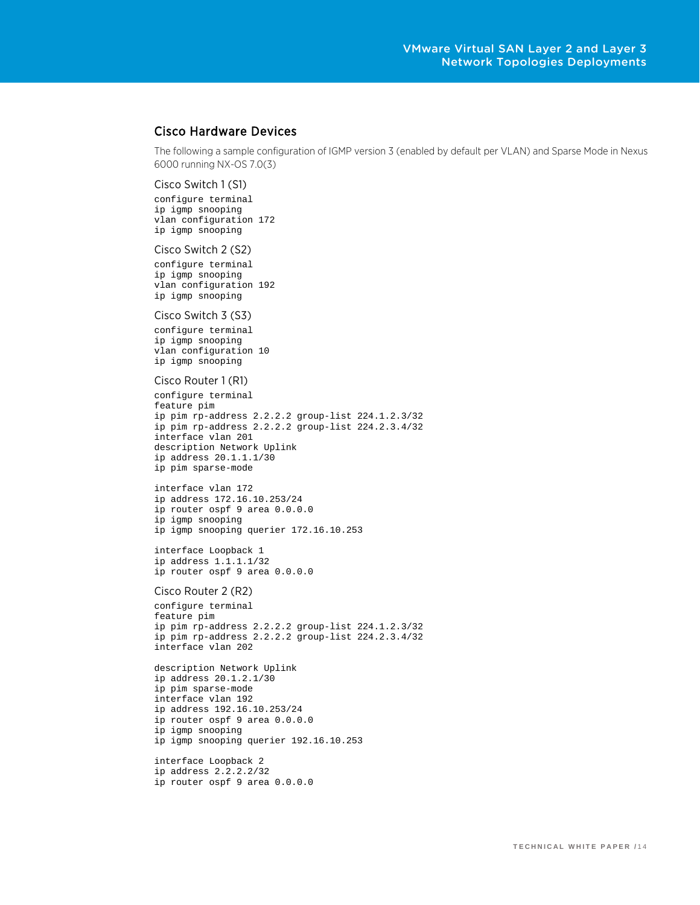## Cisco Hardware Devices

The following a sample configuration of IGMP version 3 (enabled by default per VLAN) and Sparse Mode in Nexus 6000 running NX-OS 7.0(3)

### Cisco Switch 1 (S1)

```
configure terminal
ip igmp snooping
vlan configuration 172
ip igmp snooping
```

### Cisco Switch 2 (S2)

```
configure terminal
ip igmp snooping
vlan configuration 192
ip igmp snooping
```

### Cisco Switch 3 (S3)

```
configure terminal
ip igmp snooping
vlan configuration 10
ip igmp snooping
```

### Cisco Router 1 (R1)

```
configure terminal
feature pim
ip pim rp-address 2.2.2.2 group-list 224.1.2.3/32
ip pim rp-address 2.2.2.2 group-list 224.2.3.4/32
interface vlan 201
description Network Uplink
ip address 20.1.1.1/30
ip pim sparse-mode

interface vlan 172
ip address 172.16.10.253/24
ip router ospf 9 area 0.0.0.0
ip igmp snooping
ip igmp snooping querier 172.16.10.253

interface Loopback 1
ip address 1.1.1.1/32
ip router ospf 9 area 0.0.0.0
```

### Cisco Router 2 (R2)

```
configure terminal
feature pim
ip pim rp-address 2.2.2.2 group-list 224.1.2.3/32
ip pim rp-address 2.2.2.2 group-list 224.2.3.4/32
interface vlan 202

description Network Uplink
ip address 20.1.2.1/30
ip pim sparse-mode
interface vlan 192
ip address 192.16.10.253/24
ip router ospf 9 area 0.0.0.0
ip igmp snooping
ip igmp snooping querier 192.16.10.253

interface Loopback 2
ip address 2.2.2.2/32
ip router ospf 9 area 0.0.0.0
```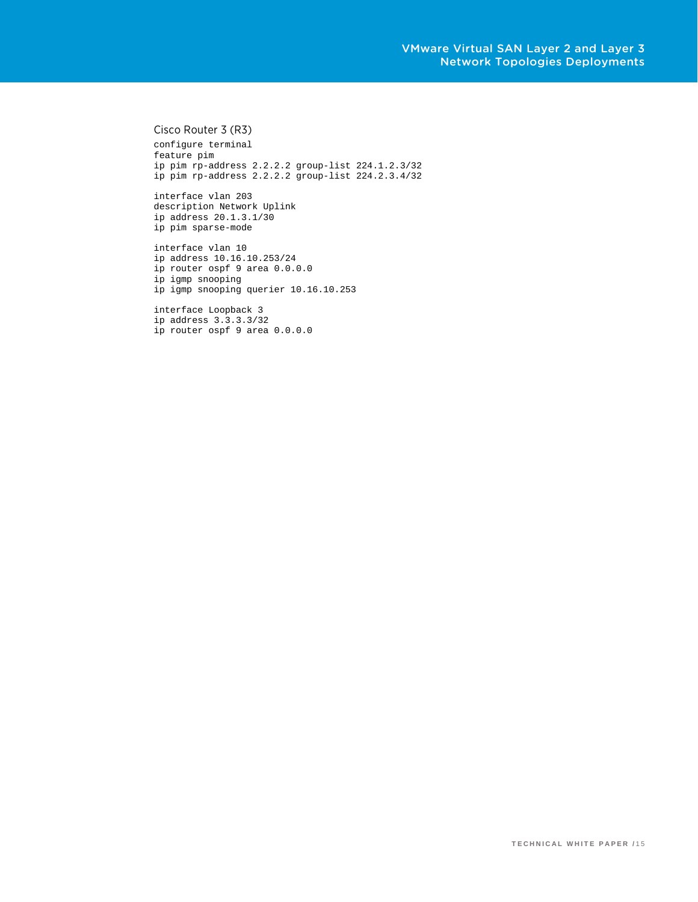### Cisco Router 3 (R3)

```
configure terminal
feature pim
ip pim rp-address 2.2.2.2 group-list 224.1.2.3/32
ip pim rp-address 2.2.2.2 group-list 224.2.3.4/32

interface vlan 203
description Network Uplink
ip address 20.1.3.1/30
ip pim sparse-mode

interface vlan 10
ip address 10.16.10.253/24
ip router ospf 9 area 0.0.0.0
ip igmp snooping
ip igmp snooping querier 10.16.10.253

interface Loopback 3
ip address 3.3.3.3/32
ip router ospf 9 area 0.0.0.0
```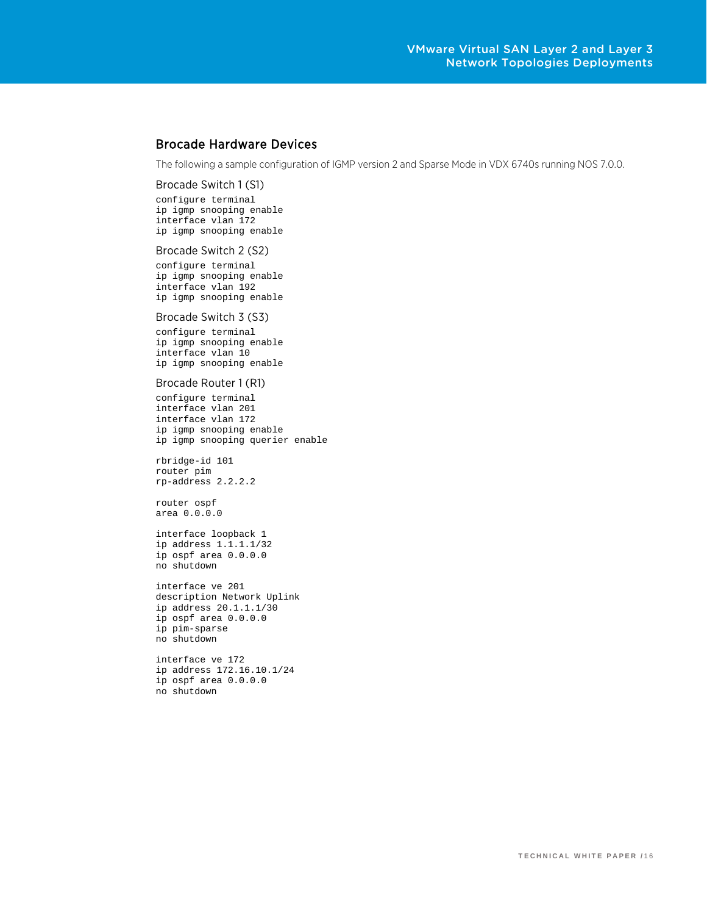## Brocade Hardware Devices

The following a sample configuration of IGMP version 2 and Sparse Mode in VDX 6740s running NOS 7.0.0.

### Brocade Switch 1 (S1)

```
configure terminal
ip igmp snooping enable
interface vlan 172
ip igmp snooping enable
```

### Brocade Switch 2 (S2)

```
configure terminal
ip igmp snooping enable
interface vlan 192
ip igmp snooping enable
```

### Brocade Switch 3 (S3)

```
configure terminal
ip igmp snooping enable
interface vlan 10
ip igmp snooping enable
```

### Brocade Router 1 (R1)

```
configure terminal
interface vlan 201
interface vlan 172
ip igmp snooping enable
ip igmp snooping querier enable

rbridge-id 101
router pim
rp-address 2.2.2.2

router ospf
area 0.0.0.0

interface loopback 1
ip address 1.1.1.1/32
ip ospf area 0.0.0.0
no shutdown

interface ve 201
description Network Uplink
ip address 20.1.1.1/30
ip ospf area 0.0.0.0
ip pim-sparse
no shutdown

interface ve 172
ip address 172.16.10.1/24
ip ospf area 0.0.0.0
no shutdown
```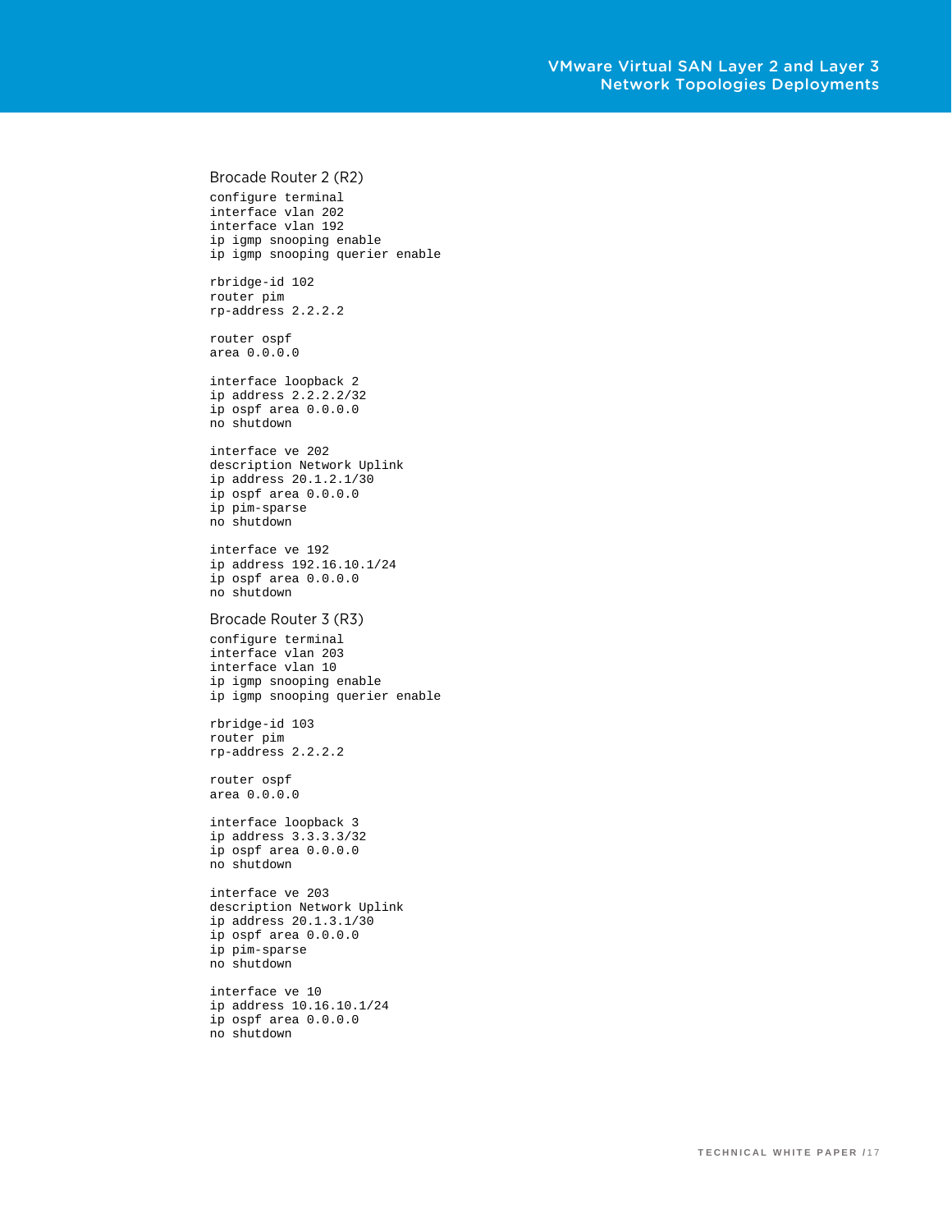### Brocade Router 2 (R2)

```
configure terminal
interface vlan 202
interface vlan 192
ip igmp snooping enable
ip igmp snooping querier enable

rbridge-id 102
router pim
rp-address 2.2.2.2

router ospf
area 0.0.0.0

interface loopback 2
ip address 2.2.2.2/32
ip ospf area 0.0.0.0
no shutdown

interface ve 202
description Network Uplink
ip address 20.1.2.1/30
ip ospf area 0.0.0.0
ip pim-sparse
no shutdown

interface ve 192
ip address 192.16.10.1/24
ip ospf area 0.0.0.0
no shutdown
```

### Brocade Router 3 (R3)

```
configure terminal
interface vlan 203
interface vlan 10
ip igmp snooping enable
ip igmp snooping querier enable

rbridge-id 103
router pim
rp-address 2.2.2.2

router ospf
area 0.0.0.0

interface loopback 3
ip address 3.3.3.3/32
ip ospf area 0.0.0.0
no shutdown

interface ve 203
description Network Uplink
ip address 20.1.3.1/30
ip ospf area 0.0.0.0
ip pim-sparse
no shutdown

interface ve 10
ip address 10.16.10.1/24
ip ospf area 0.0.0.0
no shutdown
```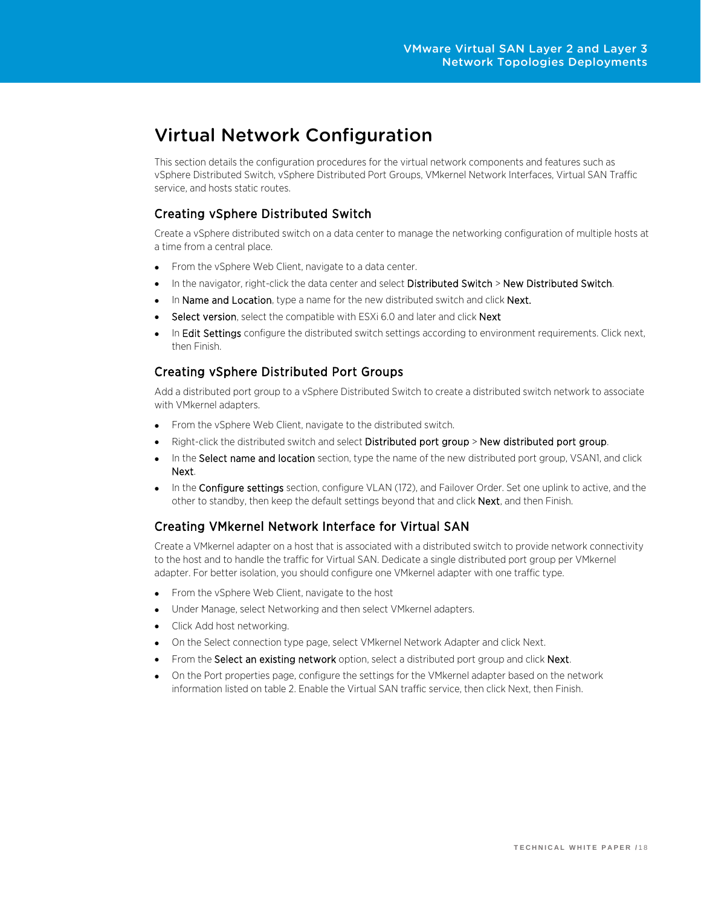# Virtual Network Configuration

This section details the configuration procedures for the virtual network components and features such as vSphere Distributed Switch, vSphere Distributed Port Groups, VMkernel Network Interfaces, Virtual SAN Traffic service, and hosts static routes.

## Creating vSphere Distributed Switch

Create a vSphere distributed switch on a data center to manage the networking configuration of multiple hosts at a time from a central place.

- From the vSphere Web Client, navigate to a data center.
- In the navigator, right-click the data center and select Distributed Switch > New Distributed Switch.
- In Name and Location, type a name for the new distributed switch and click Next.
- Select version, select the compatible with ESXi 6.0 and later and click Next
- In Edit Settings configure the distributed switch settings according to environment requirements. Click next, then Finish.

## Creating vSphere Distributed Port Groups

Add a distributed port group to a vSphere Distributed Switch to create a distributed switch network to associate with VMkernel adapters.

- From the vSphere Web Client, navigate to the distributed switch.
- Right-click the distributed switch and select Distributed port group > New distributed port group.
- In the Select name and location section, type the name of the new distributed port group, VSAN1, and click Next.
- In the Configure settings section, configure VLAN (172), and Failover Order. Set one uplink to active, and the other to standby, then keep the default settings beyond that and click Next, and then Finish.

## Creating VMkernel Network Interface for Virtual SAN

Create a VMkernel adapter on a host that is associated with a distributed switch to provide network connectivity to the host and to handle the traffic for Virtual SAN. Dedicate a single distributed port group per VMkernel adapter. For better isolation, you should configure one VMkernel adapter with one traffic type.

- From the vSphere Web Client, navigate to the host
- Under Manage, select Networking and then select VMkernel adapters.
- Click Add host networking.
- On the Select connection type page, select VMkernel Network Adapter and click Next.
- From the Select an existing network option, select a distributed port group and click Next.
- On the Port properties page, configure the settings for the VMkernel adapter based on the network information listed on table 2. Enable the Virtual SAN traffic service, then click Next, then Finish.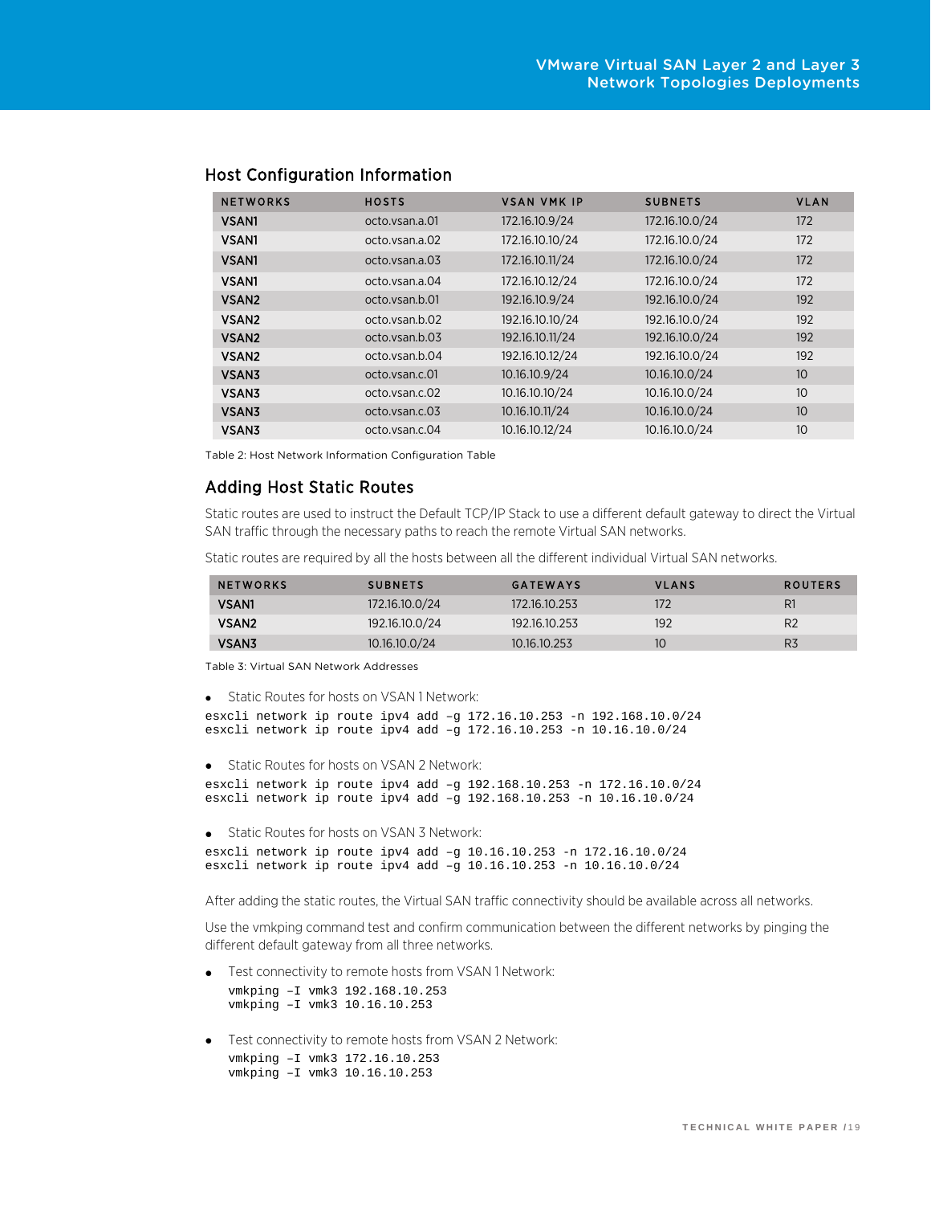## Host Configuration Information

| NETWORKS | HOSTS | VSAN VMK IP | SUBNETS | VLAN |
|---|---|---|---|---|
| VSAN1 | octo.vsan.a.01 | 172.16.10.9/24 | 172.16.10.0/24 | 172 |
| VSAN1 | octo.vsan.a.02 | 172.16.10.10/24 | 172.16.10.0/24 | 172 |
| VSAN1 | octo.vsan.a.03 | 172.16.10.11/24 | 172.16.10.0/24 | 172 |
| VSAN1 | octo.vsan.a.04 | 172.16.10.12/24 | 172.16.10.0/24 | 172 |
| VSAN2 | octo.vsan.b.01 | 192.16.10.9/24 | 192.16.10.0/24 | 192 |
| VSAN2 | octo.vsan.b.02 | 192.16.10.10/24 | 192.16.10.0/24 | 192 |
| VSAN2 | octo.vsan.b.03 | 192.16.10.11/24 | 192.16.10.0/24 | 192 |
| VSAN2 | octo.vsan.b.04 | 192.16.10.12/24 | 192.16.10.0/24 | 192 |
| VSAN3 | octo.vsan.c.01 | 10.16.10.9/24 | 10.16.10.0/24 | 10 |
| VSAN3 | octo.vsan.c.02 | 10.16.10.10/24 | 10.16.10.0/24 | 10 |
| VSAN3 | octo.vsan.c.03 | 10.16.10.11/24 | 10.16.10.0/24 | 10 |
| VSAN3 | octo.vsan.c.04 | 10.16.10.12/24 | 10.16.10.0/24 | 10 |

Table 2: Host Network Information Configuration Table

## Adding Host Static Routes

Static routes are used to instruct the Default TCP/IP Stack to use a different default gateway to direct the Virtual SAN traffic through the necessary paths to reach the remote Virtual SAN networks.

Static routes are required by all the hosts between all the different individual Virtual SAN networks.

| NETWORKS | SUBNETS | GATEWAYS | VLANS | ROUTERS |
|---|---|---|---|---|
| VSAN1 | 172.16.10.0/24 | 172.16.10.253 | 172 | R1 |
| VSAN2 | 192.16.10.0/24 | 192.16.10.253 | 192 | R2 |
| VSAN3 | 10.16.10.0/24 | 10.16.10.253 | 10 | R3 |

Table 3: Virtual SAN Network Addresses

- Static Routes for hosts on VSAN 1 Network:

```
esxcli network ip route ipv4 add –g 172.16.10.253 -n 192.168.10.0/24
esxcli network ip route ipv4 add –g 172.16.10.253 -n 10.16.10.0/24
```

- Static Routes for hosts on VSAN 2 Network:

```
esxcli network ip route ipv4 add –g 192.168.10.253 -n 172.16.10.0/24
esxcli network ip route ipv4 add –g 192.168.10.253 -n 10.16.10.0/24
```

- Static Routes for hosts on VSAN 3 Network:

```
esxcli network ip route ipv4 add –g 10.16.10.253 -n 172.16.10.0/24
esxcli network ip route ipv4 add –g 10.16.10.253 -n 10.16.10.0/24
```

After adding the static routes, the Virtual SAN traffic connectivity should be available across all networks.

Use the vmkping command test and confirm communication between the different networks by pinging the different default gateway from all three networks.

- Test connectivity to remote hosts from VSAN 1 Network:

```
vmkping –I vmk3 192.168.10.253
vmkping –I vmk3 10.16.10.253
```

- Test connectivity to remote hosts from VSAN 2 Network:

```
vmkping –I vmk3 172.16.10.253
vmkping –I vmk3 10.16.10.253
```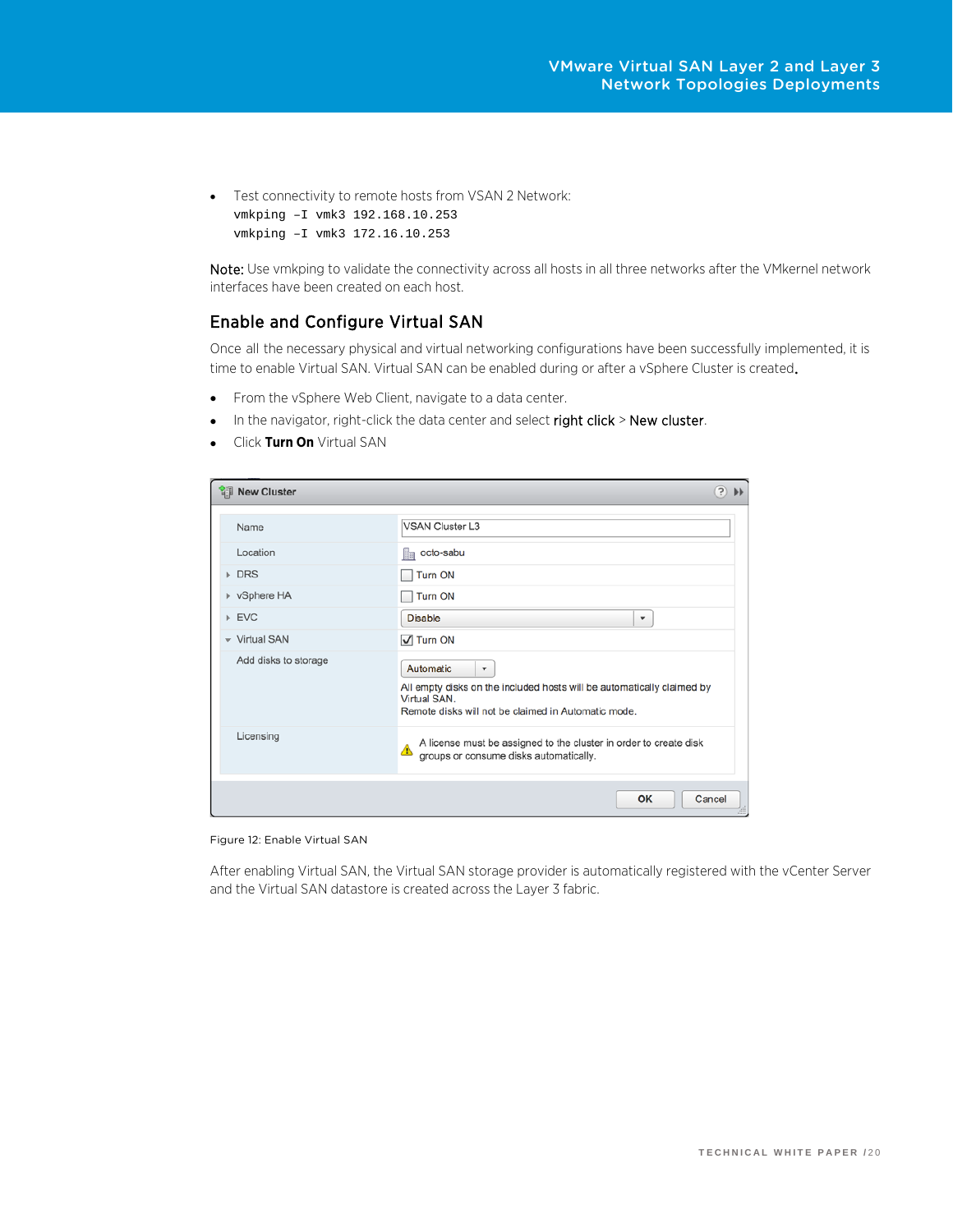- Test connectivity to remote hosts from VSAN 2 Network:
  ```
  vmkping –I vmk3 192.168.10.253
  vmkping –I vmk3 172.16.10.253
  ```

Note: Use vmkping to validate the connectivity across all hosts in all three networks after the VMkernel network interfaces have been created on each host.

## Enable and Configure Virtual SAN

Once all the necessary physical and virtual networking configurations have been successfully implemented, it is time to enable Virtual SAN. Virtual SAN can be enabled during or after a vSphere Cluster is created.

- From the vSphere Web Client, navigate to a data center.
- In the navigator, right-click the data center and select right click > New cluster.
- Click **Turn On** Virtual SAN

Figure 12: Enable Virtual SAN

After enabling Virtual SAN, the Virtual SAN storage provider is automatically registered with the vCenter Server and the Virtual SAN datastore is created across the Layer 3 fabric.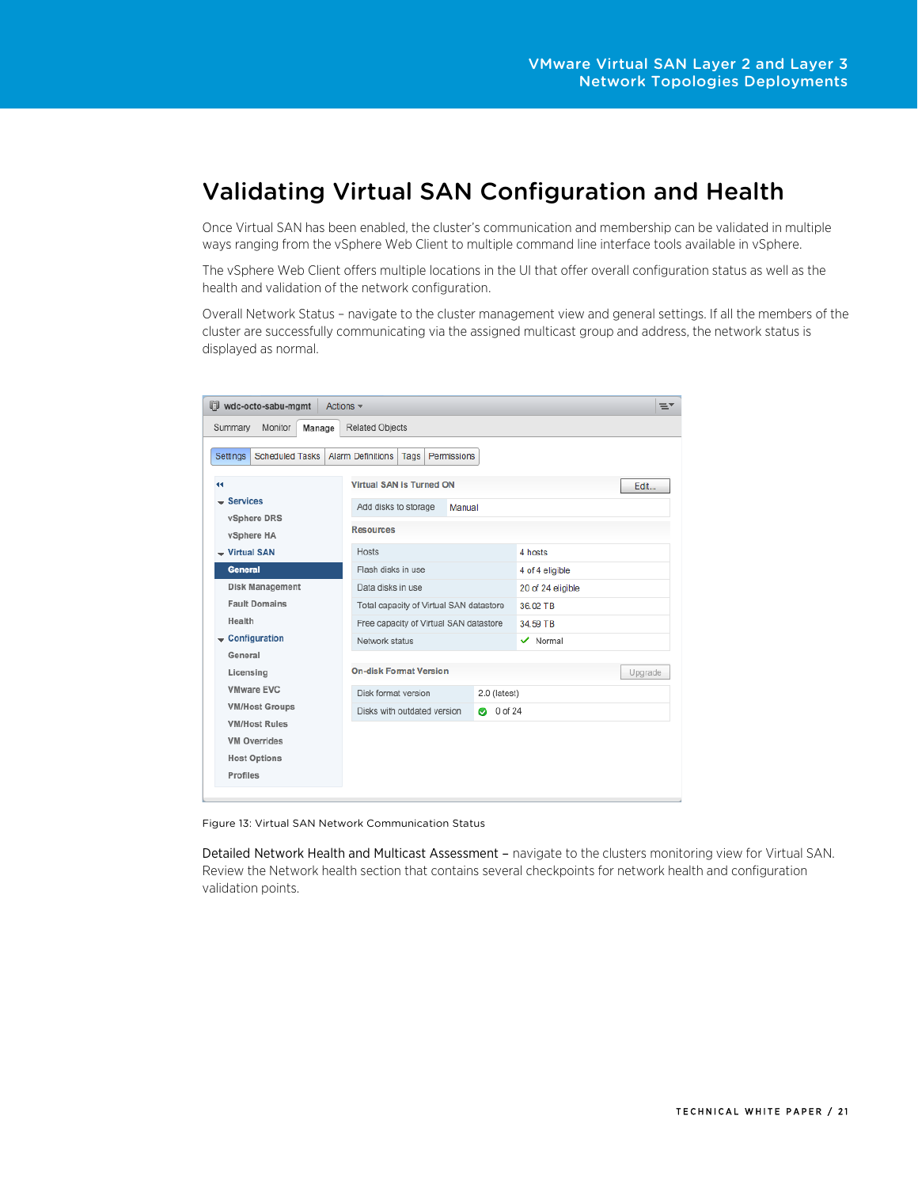# Validating Virtual SAN Configuration and Health

Once Virtual SAN has been enabled, the cluster's communication and membership can be validated in multiple ways ranging from the vSphere Web Client to multiple command line interface tools available in vSphere.

The vSphere Web Client offers multiple locations in the UI that offer overall configuration status as well as the health and validation of the network configuration.

Overall Network Status – navigate to the cluster management view and general settings. If all the members of the cluster are successfully communicating via the assigned multicast group and address, the network status is displayed as normal.

Figure 13: Virtual SAN Network Communication Status

Detailed Network Health and Multicast Assessment – navigate to the clusters monitoring view for Virtual SAN. Review the Network health section that contains several checkpoints for network health and configuration validation points.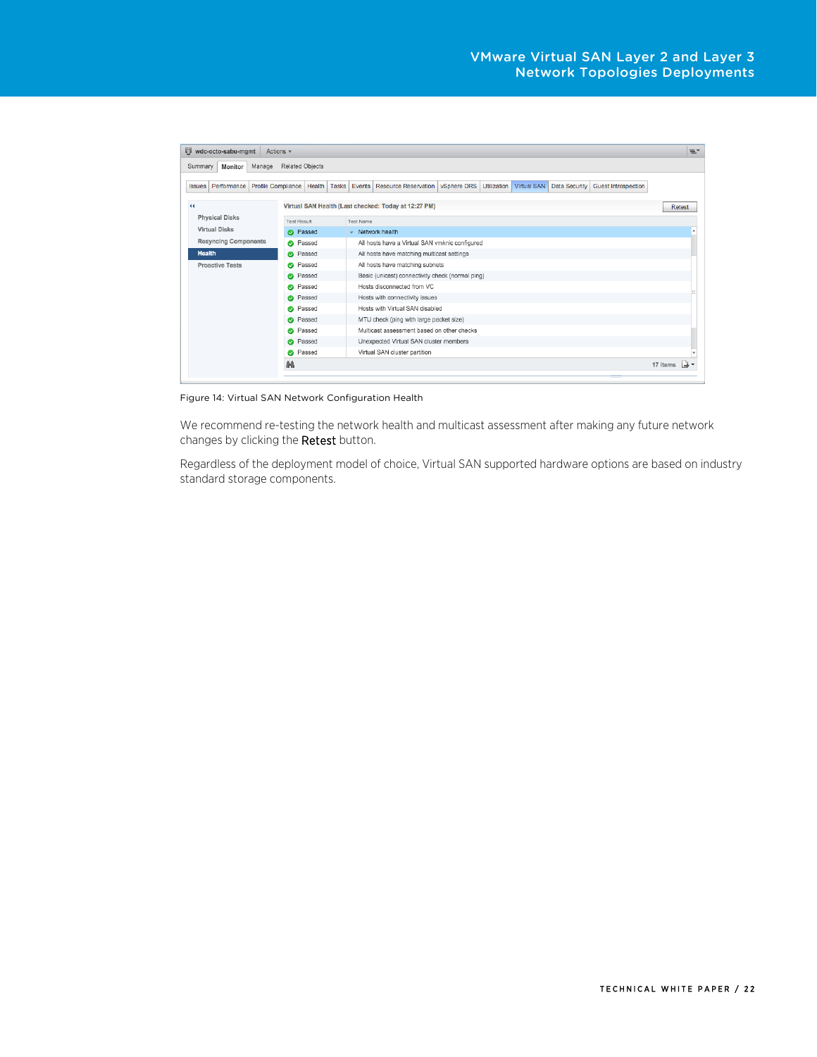Figure 14: Virtual SAN Network Configuration Health

We recommend re-testing the network health and multicast assessment after making any future network changes by clicking the Retest button.

Regardless of the deployment model of choice, Virtual SAN supported hardware options are based on industry standard storage components.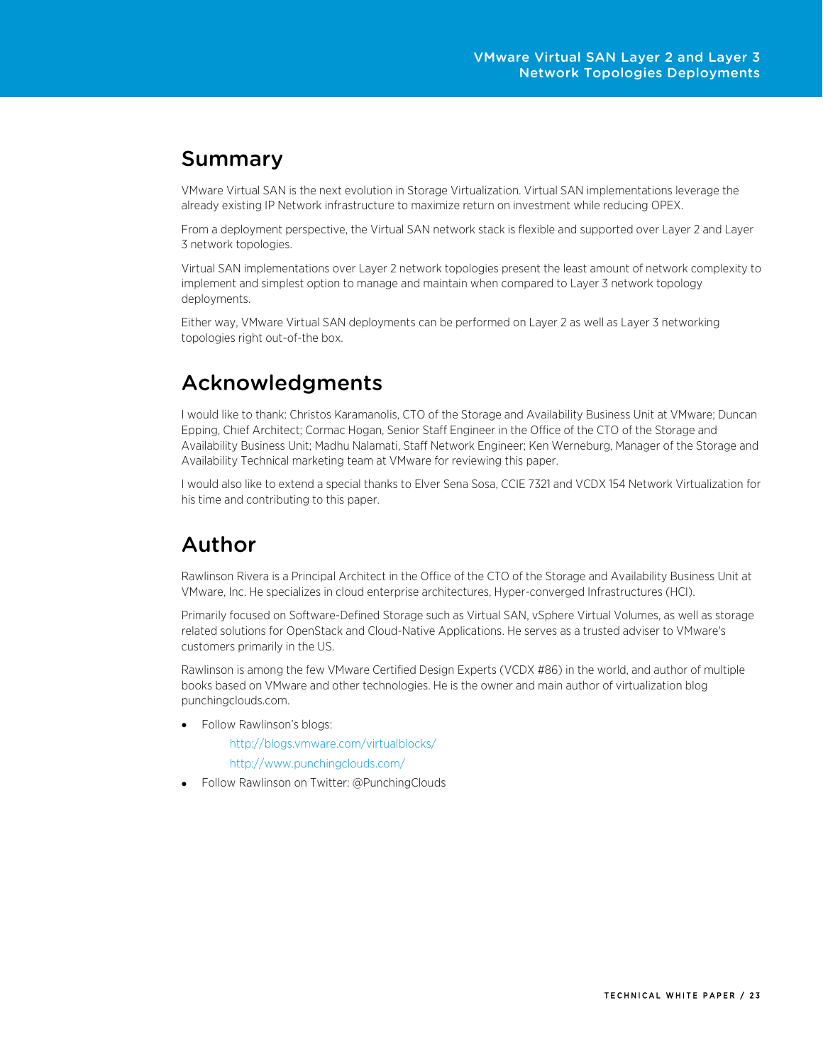## Summary

VMware Virtual SAN is the next evolution in Storage Virtualization. Virtual SAN implementations leverage the already existing IP Network infrastructure to maximize return on investment while reducing OPEX.

From a deployment perspective, the Virtual SAN network stack is flexible and supported over Layer 2 and Layer 3 network topologies.

Virtual SAN implementations over Layer 2 network topologies present the least amount of network complexity to implement and simplest option to manage and maintain when compared to Layer 3 network topology deployments.

Either way, VMware Virtual SAN deployments can be performed on Layer 2 as well as Layer 3 networking topologies right out-of-the box.

## Acknowledgments

I would like to thank: Christos Karamanolis, CTO of the Storage and Availability Business Unit at VMware; Duncan Epping, Chief Architect; Cormac Hogan, Senior Staff Engineer in the Office of the CTO of the Storage and Availability Business Unit; Madhu Nalamati, Staff Network Engineer; Ken Werneburg, Manager of the Storage and Availability Technical marketing team at VMware for reviewing this paper.

I would also like to extend a special thanks to Elver Sena Sosa, CCIE 7321 and VCDX 154 Network Virtualization for his time and contributing to this paper.

## Author

Rawlinson Rivera is a Principal Architect in the Office of the CTO of the Storage and Availability Business Unit at VMware, Inc. He specializes in cloud enterprise architectures, Hyper-converged Infrastructures (HCI).

Primarily focused on Software-Defined Storage such as Virtual SAN, vSphere Virtual Volumes, as well as storage related solutions for OpenStack and Cloud-Native Applications. He serves as a trusted adviser to VMware's customers primarily in the US.

Rawlinson is among the few VMware Certified Design Experts (VCDX #86) in the world, and author of multiple books based on VMware and other technologies. He is the owner and main author of virtualization blog punchingclouds.com.

- Follow Rawlinson's blogs:

  http://blogs.vmware.com/virtualblocks/

  http://www.punchingclouds.com/

- Follow Rawlinson on Twitter: @PunchingClouds